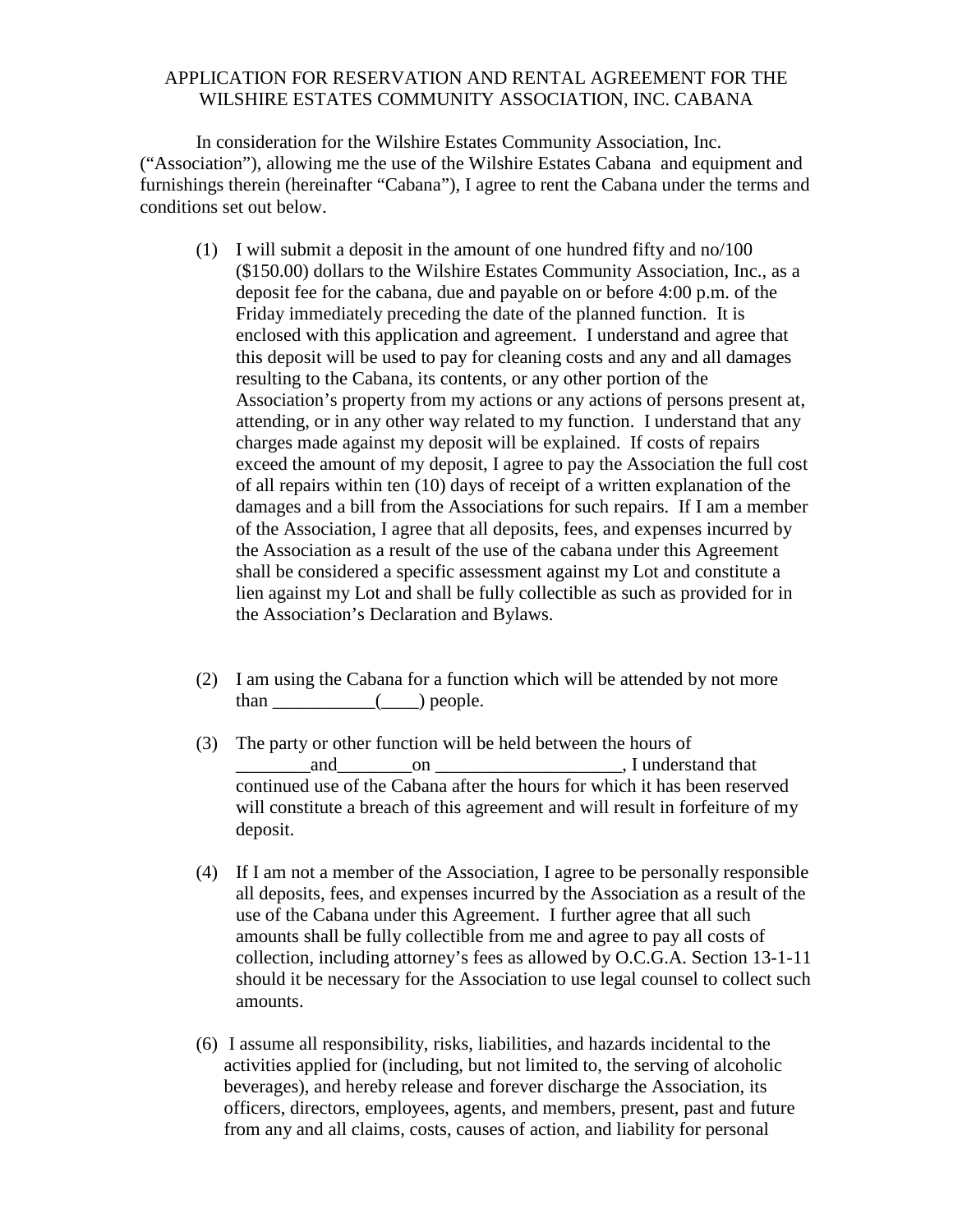APPLICATION FOR RESERVATION AND RENTAL AGREEMENT FOR THE WILSHIRE ESTATES COMMUNITY ASSOCIATION, INC. CABANA

In consideration for the Wilshire Estates Community Association, Inc. ("Association"), allowing me the use of the Wilshire Estates Cabana and equipment and furnishings therein (hereinafter "Cabana"), I agree to rent the Cabana under the terms and conditions set out below.

(1) I will submit a deposit in the amount of one hundred fifty and no/100 ($150.00) dollars to the Wilshire Estates Community Association, Inc., as a deposit fee for the cabana, due and payable on or before 4:00 p.m. of the Friday immediately preceding the date of the planned function. It is enclosed with this application and agreement. I understand and agree that this deposit will be used to pay for cleaning costs and any and all damages resulting to the Cabana, its contents, or any other portion of the Association's property from my actions or any actions of persons present at, attending, or in any other way related to my function. I understand that any charges made against my deposit will be explained. If costs of repairs exceed the amount of my deposit, I agree to pay the Association the full cost of all repairs within ten (10) days of receipt of a written explanation of the damages and a bill from the Associations for such repairs. If I am a member of the Association, I agree that all deposits, fees, and expenses incurred by the Association as a result of the use of the cabana under this Agreement shall be considered a specific assessment against my Lot and constitute a lien against my Lot and shall be fully collectible as such as provided for in the Association's Declaration and Bylaws.

(2) I am using the Cabana for a function which will be attended by not more than ___________(____) people.

(3) The party or other function will be held between the hours of ________and________on ____________________, I understand that continued use of the Cabana after the hours for which it has been reserved will constitute a breach of this agreement and will result in forfeiture of my deposit.

(4) If I am not a member of the Association, I agree to be personally responsible all deposits, fees, and expenses incurred by the Association as a result of the use of the Cabana under this Agreement. I further agree that all such amounts shall be fully collectible from me and agree to pay all costs of collection, including attorney's fees as allowed by O.C.G.A. Section 13-1-11 should it be necessary for the Association to use legal counsel to collect such amounts.

(6) I assume all responsibility, risks, liabilities, and hazards incidental to the activities applied for (including, but not limited to, the serving of alcoholic beverages), and hereby release and forever discharge the Association, its officers, directors, employees, agents, and members, present, past and future from any and all claims, costs, causes of action, and liability for personal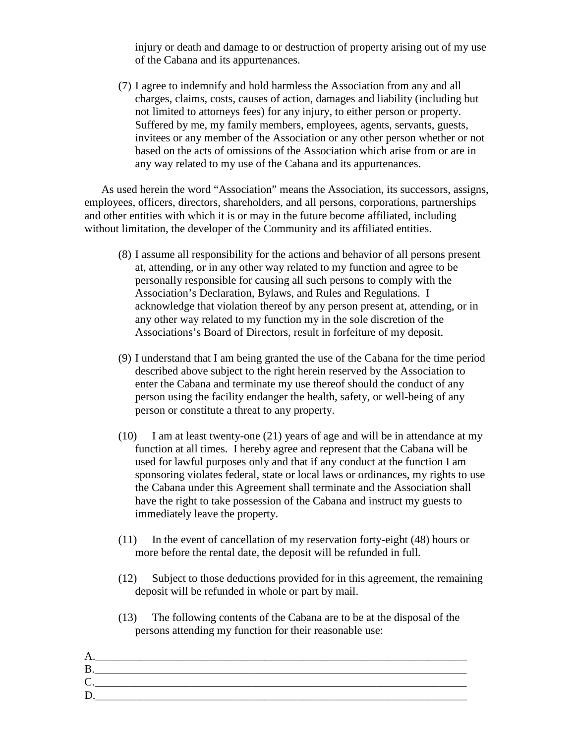injury or death and damage to or destruction of property arising out of my use of the Cabana and its appurtenances.

(7) I agree to indemnify and hold harmless the Association from any and all charges, claims, costs, causes of action, damages and liability (including but not limited to attorneys fees) for any injury, to either person or property. Suffered by me, my family members, employees, agents, servants, guests, invitees or any member of the Association or any other person whether or not based on the acts of omissions of the Association which arise from or are in any way related to my use of the Cabana and its appurtenances.

As used herein the word "Association" means the Association, its successors, assigns, employees, officers, directors, shareholders, and all persons, corporations, partnerships and other entities with which it is or may in the future become affiliated, including without limitation, the developer of the Community and its affiliated entities.

(8) I assume all responsibility for the actions and behavior of all persons present at, attending, or in any other way related to my function and agree to be personally responsible for causing all such persons to comply with the Association's Declaration, Bylaws, and Rules and Regulations. I acknowledge that violation thereof by any person present at, attending, or in any other way related to my function my in the sole discretion of the Associations's Board of Directors, result in forfeiture of my deposit.

(9) I understand that I am being granted the use of the Cabana for the time period described above subject to the right herein reserved by the Association to enter the Cabana and terminate my use thereof should the conduct of any person using the facility endanger the health, safety, or well-being of any person or constitute a threat to any property.

(10) I am at least twenty-one (21) years of age and will be in attendance at my function at all times. I hereby agree and represent that the Cabana will be used for lawful purposes only and that if any conduct at the function I am sponsoring violates federal, state or local laws or ordinances, my rights to use the Cabana under this Agreement shall terminate and the Association shall have the right to take possession of the Cabana and instruct my guests to immediately leave the property.

(11) In the event of cancellation of my reservation forty-eight (48) hours or more before the rental date, the deposit will be refunded in full.

(12) Subject to those deductions provided for in this agreement, the remaining deposit will be refunded in whole or part by mail.

(13) The following contents of the Cabana are to be at the disposal of the persons attending my function for their reasonable use:

A.______________________________________________________________________

B.______________________________________________________________________

C.______________________________________________________________________

D.______________________________________________________________________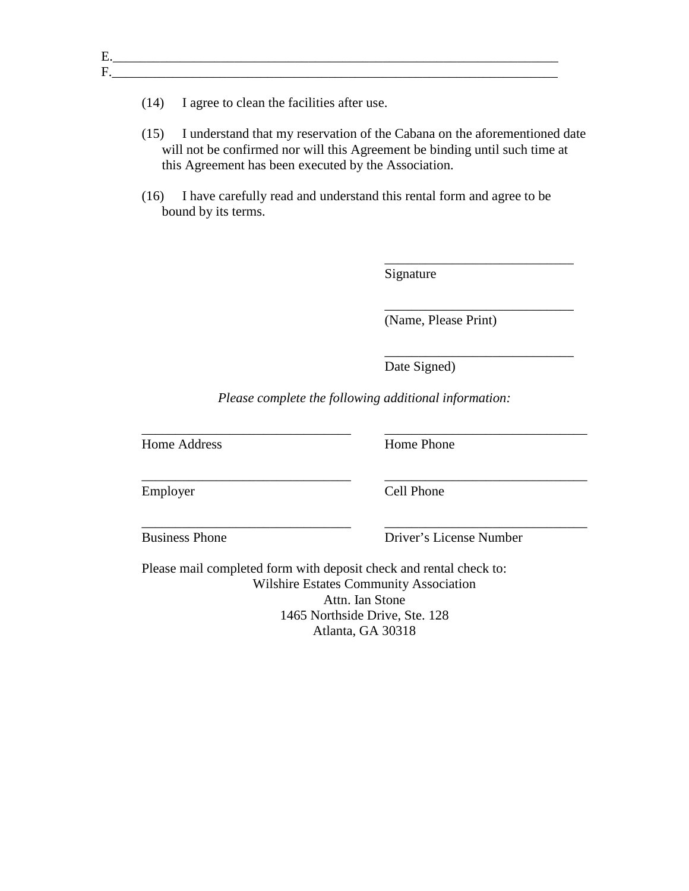E.______________________________________________________________________

F.______________________________________________________________________

(14) I agree to clean the facilities after use.

(15) I understand that my reservation of the Cabana on the aforementioned date will not be confirmed nor will this Agreement be binding until such time at this Agreement has been executed by the Association.

(16) I have carefully read and understand this rental form and agree to be bound by its terms.

____________________________
Signature

____________________________
(Name, Please Print)

____________________________
Date Signed)

*Please complete the following additional information:*

| | |
|---|---|
| _______________________________ | _______________________________ |
| Home Address | Home Phone |
| _______________________________ | _______________________________ |
| Employer | Cell Phone |
| _______________________________ | _______________________________ |
| Business Phone | Driver's License Number |

Please mail completed form with deposit check and rental check to:

Wilshire Estates Community Association
Attn. Ian Stone
1465 Northside Drive, Ste. 128
Atlanta, GA 30318